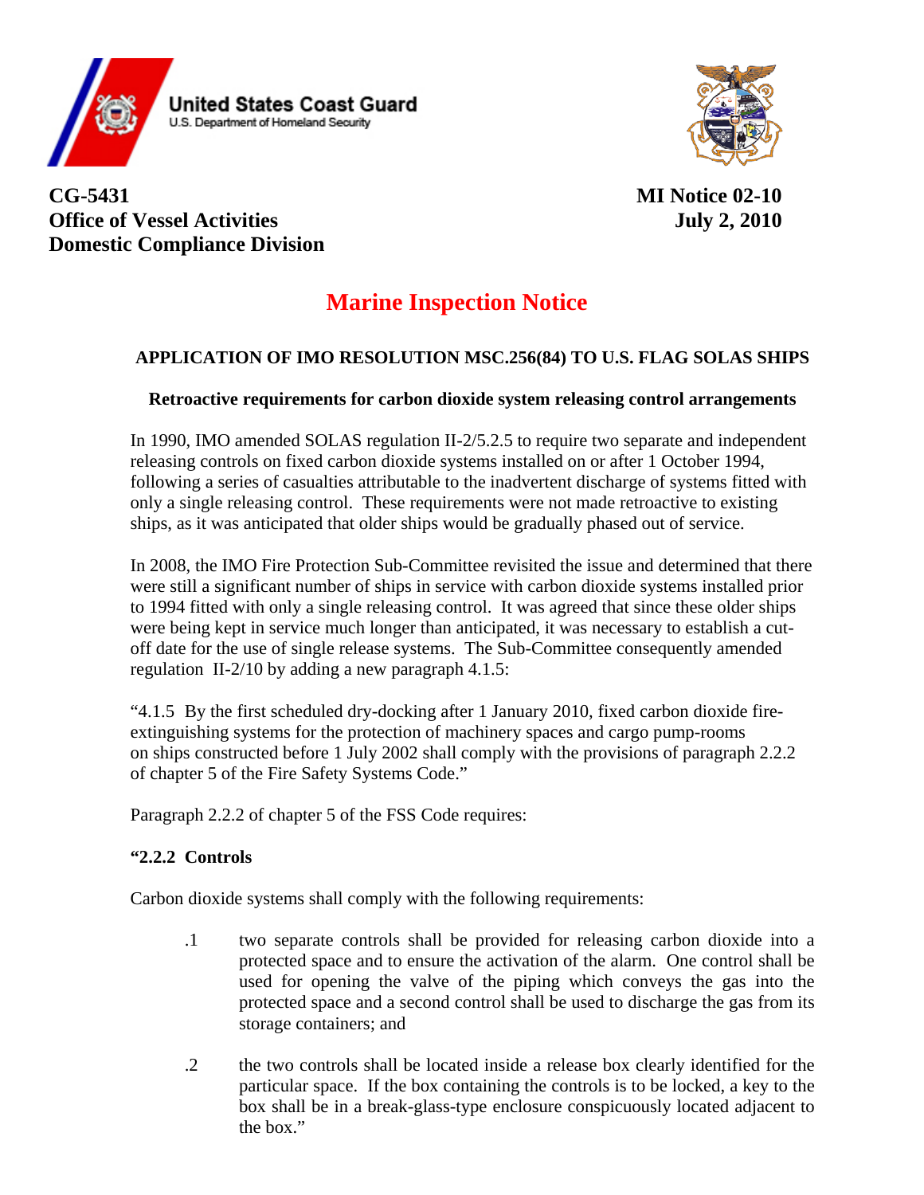United States Coast Guard
U.S. Department of Homeland Security

**CG-5431**
**Office of Vessel Activities**
**Domestic Compliance Division**

**MI Notice 02-10**
**July 2, 2010**

# Marine Inspection Notice

## APPLICATION OF IMO RESOLUTION MSC.256(84) TO U.S. FLAG SOLAS SHIPS

### Retroactive requirements for carbon dioxide system releasing control arrangements

In 1990, IMO amended SOLAS regulation II-2/5.2.5 to require two separate and independent releasing controls on fixed carbon dioxide systems installed on or after 1 October 1994, following a series of casualties attributable to the inadvertent discharge of systems fitted with only a single releasing control. These requirements were not made retroactive to existing ships, as it was anticipated that older ships would be gradually phased out of service.

In 2008, the IMO Fire Protection Sub-Committee revisited the issue and determined that there were still a significant number of ships in service with carbon dioxide systems installed prior to 1994 fitted with only a single releasing control. It was agreed that since these older ships were being kept in service much longer than anticipated, it was necessary to establish a cut-off date for the use of single release systems. The Sub-Committee consequently amended regulation II-2/10 by adding a new paragraph 4.1.5:

"4.1.5 By the first scheduled dry-docking after 1 January 2010, fixed carbon dioxide fire-extinguishing systems for the protection of machinery spaces and cargo pump-rooms on ships constructed before 1 July 2002 shall comply with the provisions of paragraph 2.2.2 of chapter 5 of the Fire Safety Systems Code."

Paragraph 2.2.2 of chapter 5 of the FSS Code requires:

**"2.2.2 Controls**

Carbon dioxide systems shall comply with the following requirements:

.1 two separate controls shall be provided for releasing carbon dioxide into a protected space and to ensure the activation of the alarm. One control shall be used for opening the valve of the piping which conveys the gas into the protected space and a second control shall be used to discharge the gas from its storage containers; and

.2 the two controls shall be located inside a release box clearly identified for the particular space. If the box containing the controls is to be locked, a key to the box shall be in a break-glass-type enclosure conspicuously located adjacent to the box."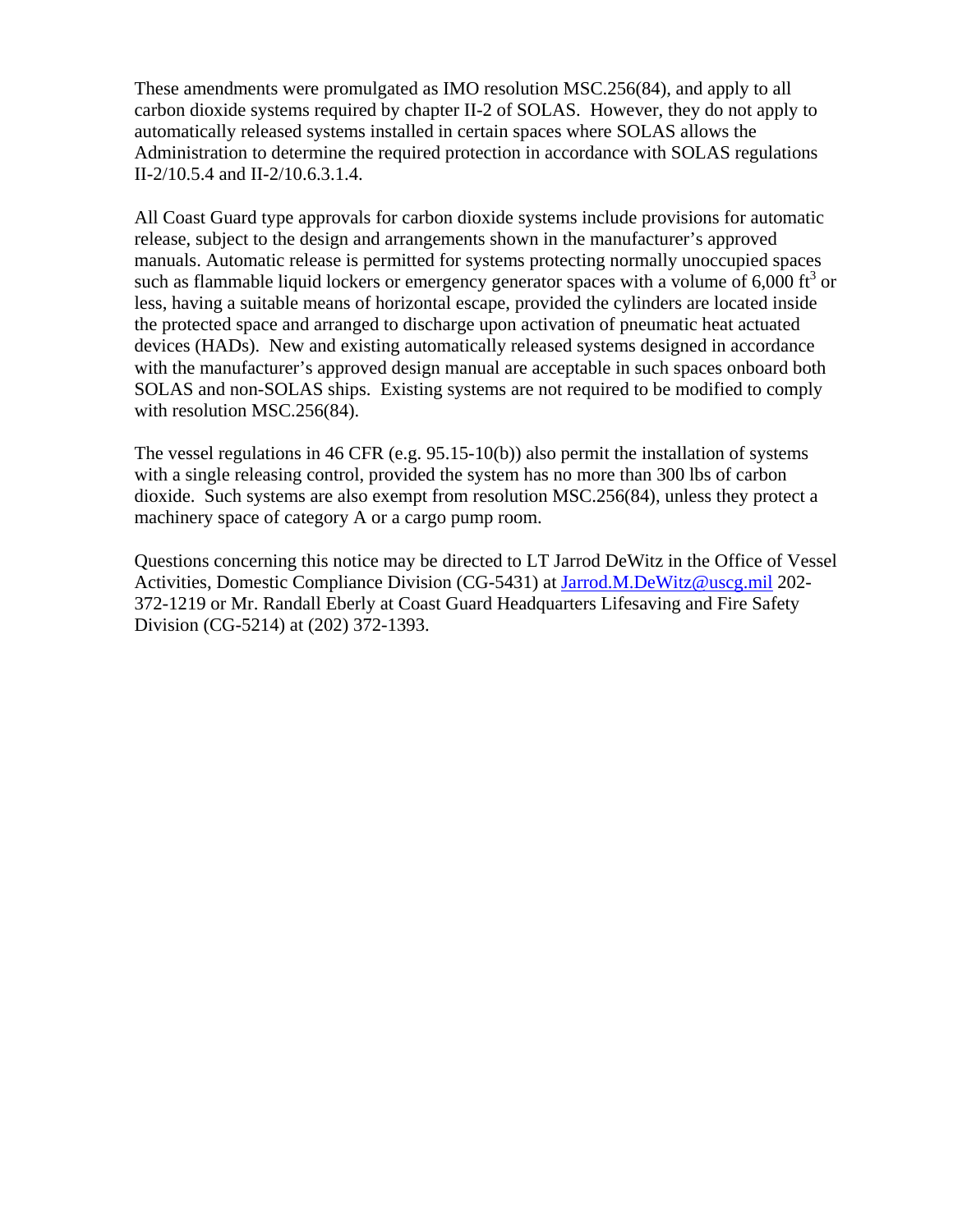These amendments were promulgated as IMO resolution MSC.256(84), and apply to all carbon dioxide systems required by chapter II-2 of SOLAS. However, they do not apply to automatically released systems installed in certain spaces where SOLAS allows the Administration to determine the required protection in accordance with SOLAS regulations II-2/10.5.4 and II-2/10.6.3.1.4.

All Coast Guard type approvals for carbon dioxide systems include provisions for automatic release, subject to the design and arrangements shown in the manufacturer's approved manuals. Automatic release is permitted for systems protecting normally unoccupied spaces such as flammable liquid lockers or emergency generator spaces with a volume of 6,000 $ft^3$ or less, having a suitable means of horizontal escape, provided the cylinders are located inside the protected space and arranged to discharge upon activation of pneumatic heat actuated devices (HADs). New and existing automatically released systems designed in accordance with the manufacturer's approved design manual are acceptable in such spaces onboard both SOLAS and non-SOLAS ships. Existing systems are not required to be modified to comply with resolution MSC.256(84).

The vessel regulations in 46 CFR (e.g. 95.15-10(b)) also permit the installation of systems with a single releasing control, provided the system has no more than 300 lbs of carbon dioxide. Such systems are also exempt from resolution MSC.256(84), unless they protect a machinery space of category A or a cargo pump room.

Questions concerning this notice may be directed to LT Jarrod DeWitz in the Office of Vessel Activities, Domestic Compliance Division (CG-5431) at Jarrod.M.DeWitz@uscg.mil 202-372-1219 or Mr. Randall Eberly at Coast Guard Headquarters Lifesaving and Fire Safety Division (CG-5214) at (202) 372-1393.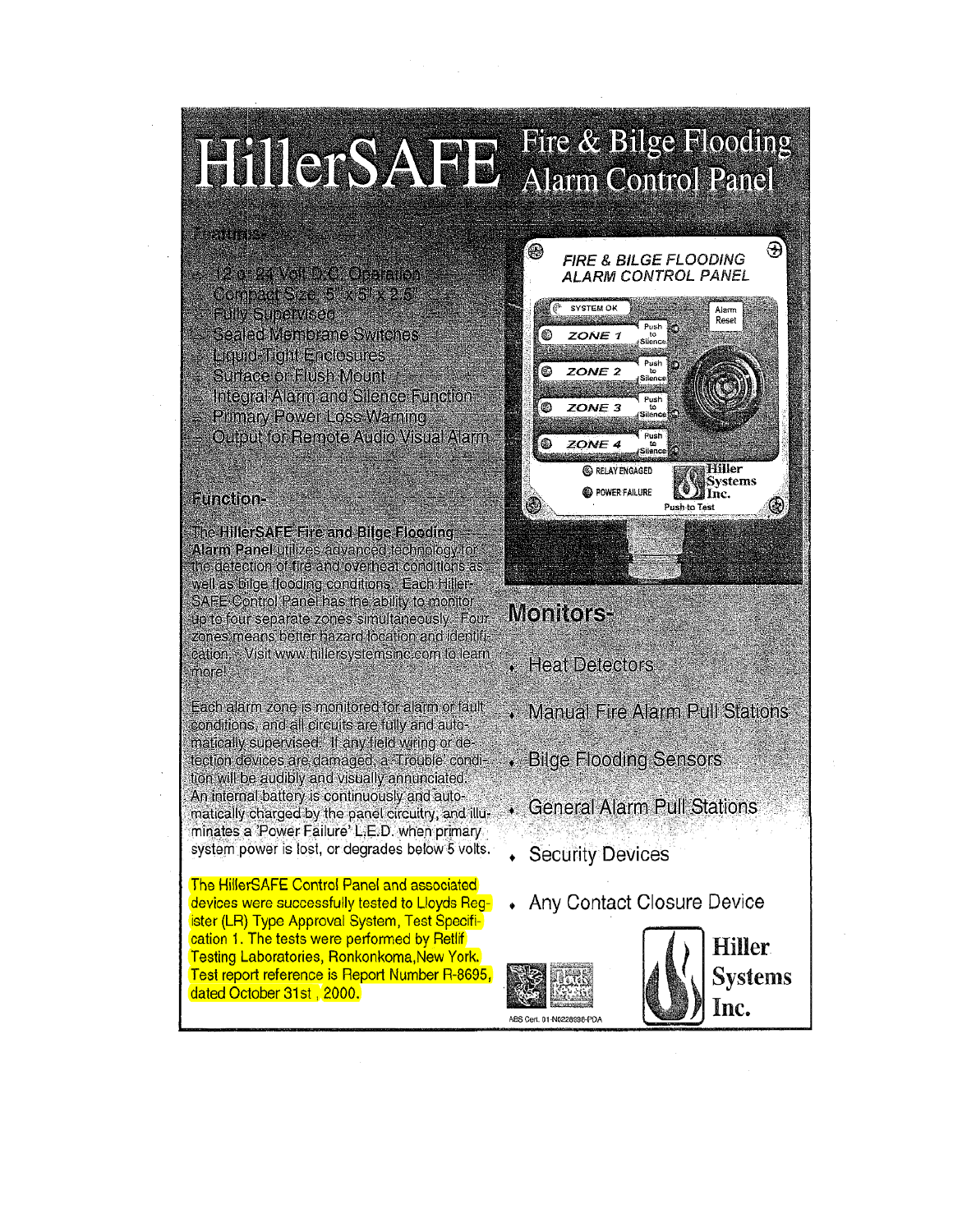# HillerSAFE Fire & Bilge Flooding Alarm Control Panel

## Features-

- 12 or 24 Volt D.C. Operation
- Compact Size: 5" x 5" x 2.5"
- Fully Supervised
- Sealed Membrane Switches
- Liquid-Tight Enclosures
- Surface or Flush Mount
- Integral Alarm and Silence Function
- Primary Power Loss Warning
- Output for Remote Audio Visual Alarm

## Function-

The **HillerSAFE Fire and Bilge Flooding Alarm Panel** utilizes advanced technology for the detection of fire and overheat conditions as well as bilge flooding conditions. Each Hiller-SAFE Control Panel has the ability to monitor up to four separate zones simultaneously. Four zones means better hazard location and identification. Visit www.hillersystemsinc.com to learn more!

Each alarm zone is monitored for alarm or fault conditions, and all circuits are fully and automatically supervised. If any field wiring or detection devices are damaged, a 'Trouble' condition will be audibly and visually annunciated. An internal battery is continuously and automatically charged by the panel circuitry, and illuminates a 'Power Failure' L.E.D. when primary system power is lost, or degrades below 5 volts.

The HillerSAFE Control Panel and associated devices were successfully tested to Lloyds Register (LR) Type Approval System, Test Specification 1. The tests were performed by Retlif Testing Laboratories, Ronkonkoma,New York. Test report reference is Report Number R-8695, dated October 31st , 2000.

FIRE & BILGE FLOODING ALARM CONTROL PANEL

SYSTEM OK

Alarm Reset

ZONE 1 Push to Silence

ZONE 2 Push to Silence

ZONE 3 Push to Silence

ZONE 4 Push to Silence

RELAY ENGAGED

POWER FAILURE

Hiller Systems Inc.

Push to Test

## Monitors-

- Heat Detectors
- Manual Fire Alarm Pull Stations
- Bilge Flooding Sensors
- General Alarm Pull Stations
- Security Devices
- Any Contact Closure Device

ABS Cert. 01-N0228696-PDA

Hiller Systems Inc.